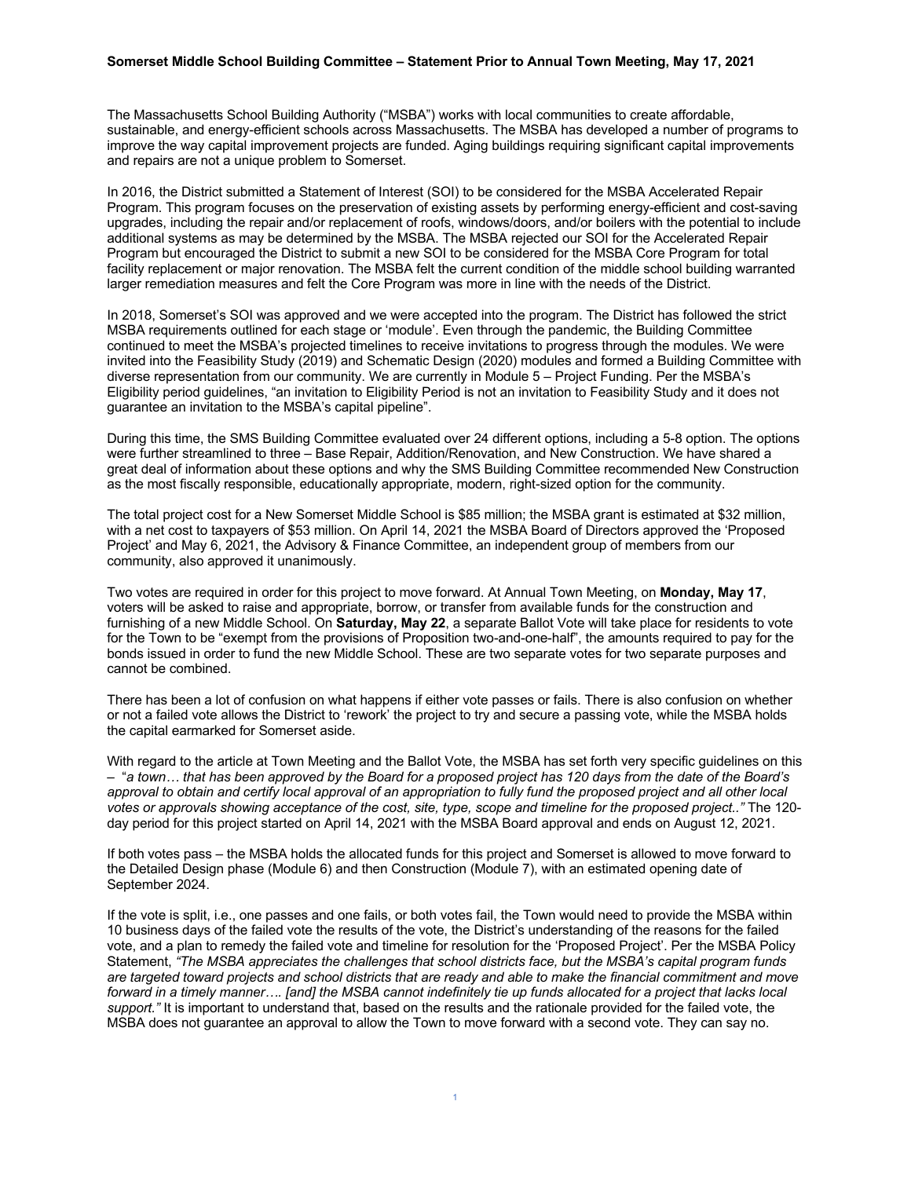**Somerset Middle School Building Committee – Statement Prior to Annual Town Meeting, May 17, 2021**

The Massachusetts School Building Authority ("MSBA") works with local communities to create affordable, sustainable, and energy-efficient schools across Massachusetts. The MSBA has developed a number of programs to improve the way capital improvement projects are funded. Aging buildings requiring significant capital improvements and repairs are not a unique problem to Somerset.

In 2016, the District submitted a Statement of Interest (SOI) to be considered for the MSBA Accelerated Repair Program. This program focuses on the preservation of existing assets by performing energy-efficient and cost-saving upgrades, including the repair and/or replacement of roofs, windows/doors, and/or boilers with the potential to include additional systems as may be determined by the MSBA. The MSBA rejected our SOI for the Accelerated Repair Program but encouraged the District to submit a new SOI to be considered for the MSBA Core Program for total facility replacement or major renovation. The MSBA felt the current condition of the middle school building warranted larger remediation measures and felt the Core Program was more in line with the needs of the District.

In 2018, Somerset's SOI was approved and we were accepted into the program. The District has followed the strict MSBA requirements outlined for each stage or 'module'. Even through the pandemic, the Building Committee continued to meet the MSBA's projected timelines to receive invitations to progress through the modules. We were invited into the Feasibility Study (2019) and Schematic Design (2020) modules and formed a Building Committee with diverse representation from our community. We are currently in Module 5 – Project Funding. Per the MSBA's Eligibility period guidelines, "an invitation to Eligibility Period is not an invitation to Feasibility Study and it does not guarantee an invitation to the MSBA's capital pipeline".

During this time, the SMS Building Committee evaluated over 24 different options, including a 5-8 option. The options were further streamlined to three – Base Repair, Addition/Renovation, and New Construction. We have shared a great deal of information about these options and why the SMS Building Committee recommended New Construction as the most fiscally responsible, educationally appropriate, modern, right-sized option for the community.

The total project cost for a New Somerset Middle School is $85 million; the MSBA grant is estimated at $32 million, with a net cost to taxpayers of $53 million. On April 14, 2021 the MSBA Board of Directors approved the 'Proposed Project' and May 6, 2021, the Advisory & Finance Committee, an independent group of members from our community, also approved it unanimously.

Two votes are required in order for this project to move forward. At Annual Town Meeting, on **Monday, May 17**, voters will be asked to raise and appropriate, borrow, or transfer from available funds for the construction and furnishing of a new Middle School. On **Saturday, May 22**, a separate Ballot Vote will take place for residents to vote for the Town to be "exempt from the provisions of Proposition two-and-one-half", the amounts required to pay for the bonds issued in order to fund the new Middle School. These are two separate votes for two separate purposes and cannot be combined.

There has been a lot of confusion on what happens if either vote passes or fails. There is also confusion on whether or not a failed vote allows the District to 'rework' the project to try and secure a passing vote, while the MSBA holds the capital earmarked for Somerset aside.

With regard to the article at Town Meeting and the Ballot Vote, the MSBA has set forth very specific guidelines on this – "*a town… that has been approved by the Board for a proposed project has 120 days from the date of the Board's approval to obtain and certify local approval of an appropriation to fully fund the proposed project and all other local votes or approvals showing acceptance of the cost, site, type, scope and timeline for the proposed project..*" The 120-day period for this project started on April 14, 2021 with the MSBA Board approval and ends on August 12, 2021.

If both votes pass – the MSBA holds the allocated funds for this project and Somerset is allowed to move forward to the Detailed Design phase (Module 6) and then Construction (Module 7), with an estimated opening date of September 2024.

If the vote is split, i.e., one passes and one fails, or both votes fail, the Town would need to provide the MSBA within 10 business days of the failed vote the results of the vote, the District's understanding of the reasons for the failed vote, and a plan to remedy the failed vote and timeline for resolution for the 'Proposed Project'. Per the MSBA Policy Statement, *"The MSBA appreciates the challenges that school districts face, but the MSBA's capital program funds are targeted toward projects and school districts that are ready and able to make the financial commitment and move forward in a timely manner…. [and] the MSBA cannot indefinitely tie up funds allocated for a project that lacks local support."* It is important to understand that, based on the results and the rationale provided for the failed vote, the MSBA does not guarantee an approval to allow the Town to move forward with a second vote. They can say no.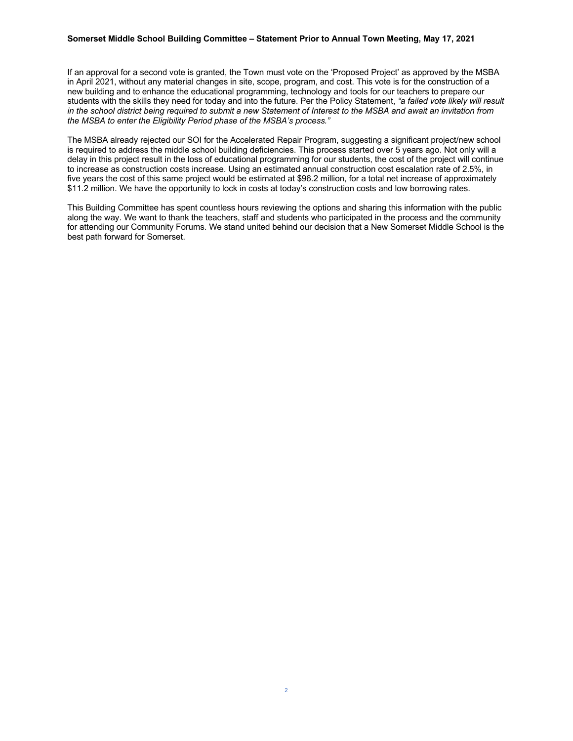If an approval for a second vote is granted, the Town must vote on the 'Proposed Project' as approved by the MSBA in April 2021, without any material changes in site, scope, program, and cost. This vote is for the construction of a new building and to enhance the educational programming, technology and tools for our teachers to prepare our students with the skills they need for today and into the future. Per the Policy Statement, *"a failed vote likely will result in the school district being required to submit a new Statement of Interest to the MSBA and await an invitation from the MSBA to enter the Eligibility Period phase of the MSBA's process."*

The MSBA already rejected our SOI for the Accelerated Repair Program, suggesting a significant project/new school is required to address the middle school building deficiencies. This process started over 5 years ago. Not only will a delay in this project result in the loss of educational programming for our students, the cost of the project will continue to increase as construction costs increase. Using an estimated annual construction cost escalation rate of 2.5%, in five years the cost of this same project would be estimated at $96.2 million, for a total net increase of approximately $11.2 million. We have the opportunity to lock in costs at today's construction costs and low borrowing rates.

This Building Committee has spent countless hours reviewing the options and sharing this information with the public along the way. We want to thank the teachers, staff and students who participated in the process and the community for attending our Community Forums. We stand united behind our decision that a New Somerset Middle School is the best path forward for Somerset.